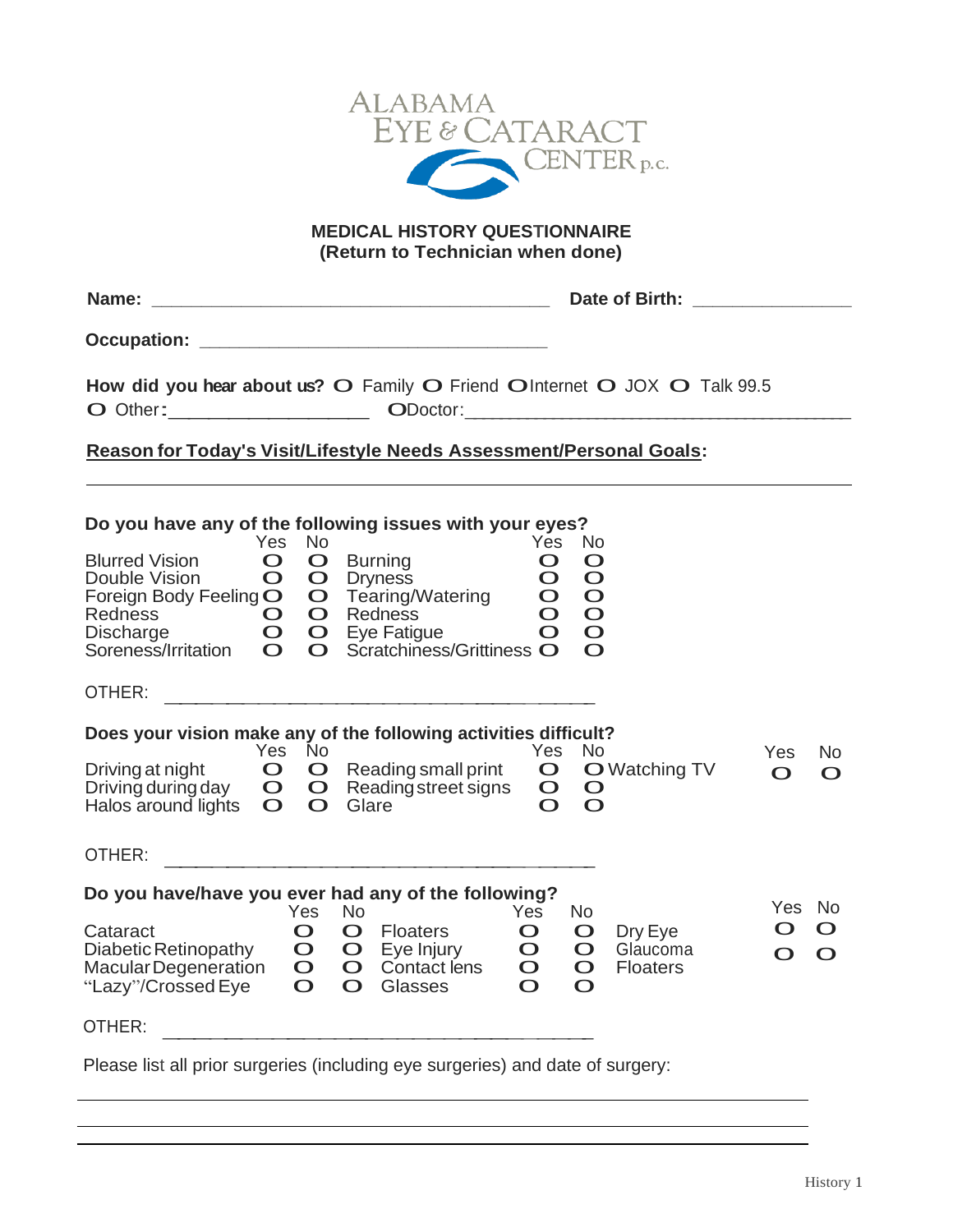ALABAMA
EYE & CATARACT
CENTER p.c.

## MEDICAL HISTORY QUESTIONNAIRE
**(Return to Technician when done)**

**Name:** ________________________________________ **Date of Birth:** ________________

**Occupation:** ____________________________________

**How did you hear about us?** O Family O Friend O Internet O JOX O Talk 99.5
O Other: ____________________ O Doctor: ________________________________________

**Reason for Today's Visit/Lifestyle Needs Assessment/Personal Goals:**

_______________________________________________________________________________

### Do you have any of the following issues with your eyes?

| | Yes | No | | Yes | No |
|---|---|---|---|---|---|
| Blurred Vision | O | O | Burning | O | O |
| Double Vision | O | O | Dryness | O | O |
| Foreign Body Feeling | O | O | Tearing/Watering | O | O |
| Redness | O | O | Redness | O | O |
| Discharge | O | O | Eye Fatigue | O | O |
| Soreness/Irritation | O | O | Scratchiness/Grittiness | O | O |

OTHER: ____________________________________________

### Does your vision make any of the following activities difficult?

| | Yes | No | | Yes | No | | Yes | No |
|---|---|---|---|---|---|---|---|---|
| Driving at night | O | O | Reading small print | O | O | Watching TV | O | O |
| Driving during day | O | O | Reading street signs | O | O | | | |
| Halos around lights | O | O | Glare | O | O | | | |

OTHER: ____________________________________________

### Do you have/have you ever had any of the following?

| | Yes | No | | Yes | No | | Yes | No |
|---|---|---|---|---|---|---|---|---|
| Cataract | O | O | Floaters | O | O | Dry Eye | O | O |
| Diabetic Retinopathy | O | O | Eye Injury | O | O | Glaucoma | O | O |
| Macular Degeneration | O | O | Contact lens | O | O | Floaters | | |
| "Lazy"/Crossed Eye | O | O | Glasses | O | O | | | |

OTHER: ____________________________________________

Please list all prior surgeries (including eye surgeries) and date of surgery:

_______________________________________________________________________________

_______________________________________________________________________________

_______________________________________________________________________________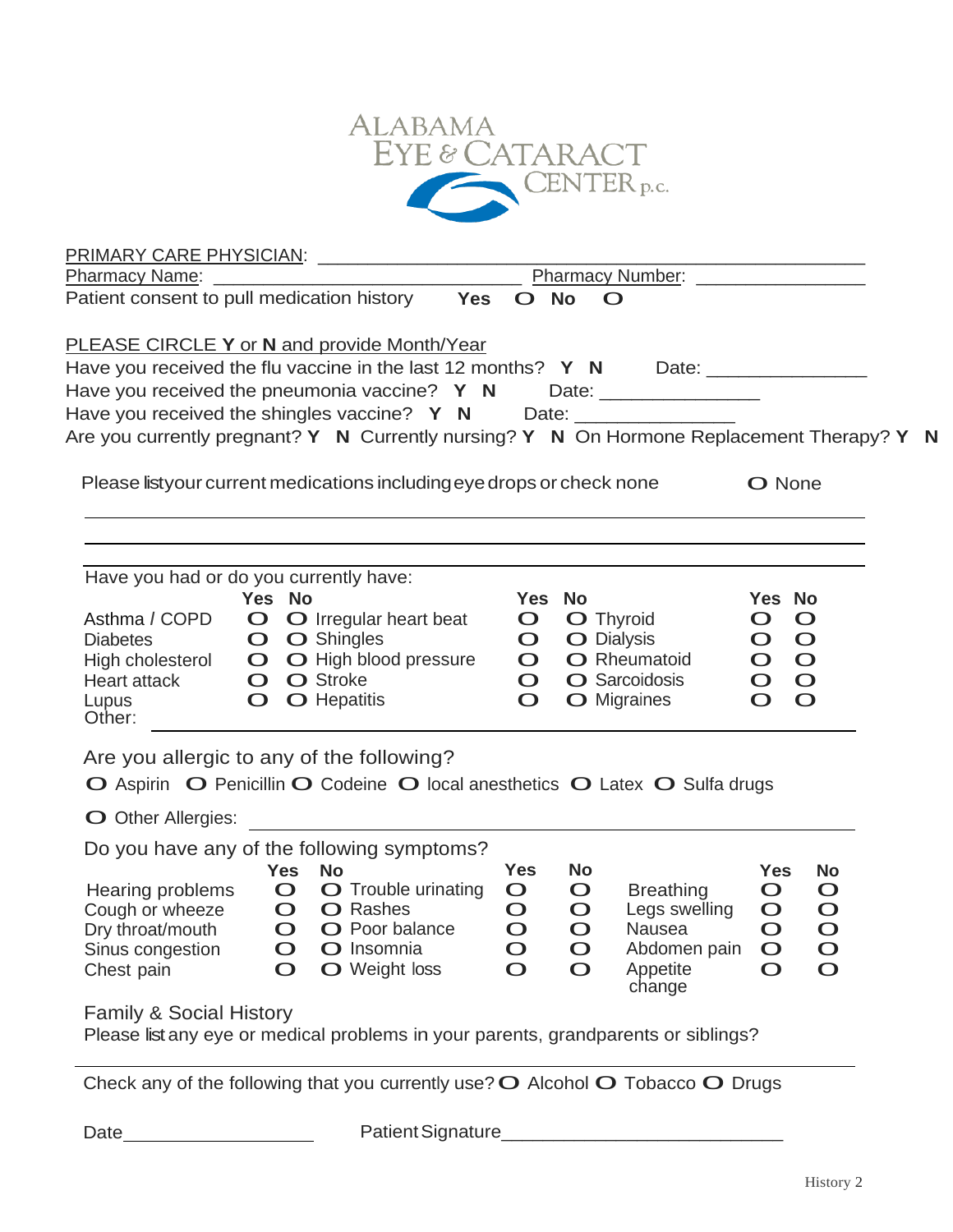# ALABAMA EYE & CATARACT CENTER p.c.

PRIMARY CARE PHYSICIAN: ________________________________________________

Pharmacy Name: ______________________________ Pharmacy Number: ________________

Patient consent to pull medication history **Yes** O **No** O

PLEASE CIRCLE **Y** or **N** and provide Month/Year

Have you received the flu vaccine in the last 12 months? **Y N** Date: _______________

Have you received the pneumonia vaccine? **Y N** Date: _______________

Have you received the shingles vaccine? **Y N** Date: _______________

Are you currently pregnant? **Y N** Currently nursing? **Y N** On Hormone Replacement Therapy? **Y N**

Please list your current medications including eye drops or check none O None

_______________________________________________________________________________

_______________________________________________________________________________

_______________________________________________________________________________

Have you had or do you currently have:

| | Yes | No | | Yes | No | | Yes | No |
|---|---|---|---|---|---|---|---|---|
| Asthma / COPD | O | O | Irregular heart beat | O | O | Thyroid | O | O |
| Diabetes | O | O | Shingles | O | O | Dialysis | O | O |
| High cholesterol | O | O | High blood pressure | O | O | Rheumatoid | O | O |
| Heart attack | O | O | Stroke | O | O | Sarcoidosis | O | O |
| Lupus | O | O | Hepatitis | O | O | Migraines | O | O |

Other: _______________________________________________________________________

Are you allergic to any of the following?

O Aspirin O Penicillin O Codeine O local anesthetics O Latex O Sulfa drugs

O Other Allergies: ____________________________________________________________

Do you have any of the following symptoms?

| | Yes | No | | Yes | No | | Yes | No |
|---|---|---|---|---|---|---|---|---|
| Hearing problems | O | O | Trouble urinating | O | O | Breathing | O | O |
| Cough or wheeze | O | O | Rashes | O | O | Legs swelling | O | O |
| Dry throat/mouth | O | O | Poor balance | O | O | Nausea | O | O |
| Sinus congestion | O | O | Insomnia | O | O | Abdomen pain | O | O |
| Chest pain | O | O | Weight loss | O | O | Appetite change | O | O |

Family & Social History

Please list any eye or medical problems in your parents, grandparents or siblings?

_______________________________________________________________________________

Check any of the following that you currently use? O Alcohol O Tobacco O Drugs

Date__________________ Patient Signature___________________________